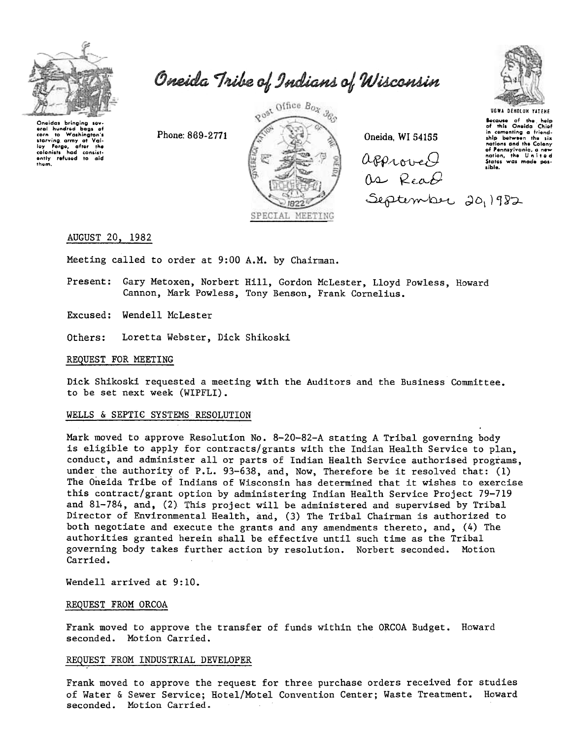# Oneida Tribe of Indians of Wisconsin

Oneidas bringing several hundred bags of corn to Washington's starving army at Valley Forge, after the colonists had consistently refused to aid them.

Phone: 869-2771

Post Office Box 365

Oneida, WI 54155

UGWA DEHOLUN YATEHE

Because of the help of this Oneida Chief in cementing a friendship between the six nations and the Colony of Pennsylvania, a new nation, the United States was made possible.

Approved as Read September 20, 1982

SPECIAL MEETING

AUGUST 20, 1982

Meeting called to order at 9:00 A.M. by Chairman.

Present: Gary Metoxen, Norbert Hill, Gordon McLester, Lloyd Powless, Howard Cannon, Mark Powless, Tony Benson, Frank Cornelius.

Excused: Wendell McLester

Others: Loretta Webster, Dick Shikoski

## REQUEST FOR MEETING

Dick Shikoski requested a meeting with the Auditors and the Business Committee. to be set next week (WIPFLI).

## WELLS & SEPTIC SYSTEMS RESOLUTION

Mark moved to approve Resolution No. 8-20-82-A stating A Tribal governing body is eligible to apply for contracts/grants with the Indian Health Service to plan, conduct, and administer all or parts of Indian Health Service authorised programs, under the authority of P.L. 93-638, and, Now, Therefore be it resolved that: (1) The Oneida Tribe of Indians of Wisconsin has determined that it wishes to exercise this contract/grant option by administering Indian Health Service Project 79-719 and 81-784, and, (2) This project will be administered and supervised by Tribal Director of Environmental Health, and, (3) The Tribal Chairman is authorized to both negotiate and execute the grants and any amendments thereto, and, (4) The authorities granted herein shall be effective until such time as the Tribal governing body takes further action by resolution. Norbert seconded. Motion Carried.

Wendell arrived at 9:10.

## REQUEST FROM ORCOA

Frank moved to approve the transfer of funds within the ORCOA Budget. Howard seconded. Motion Carried.

## REQUEST FROM INDUSTRIAL DEVELOPER

Frank moved to approve the request for three purchase orders received for studies of Water & Sewer Service; Hotel/Motel Convention Center; Waste Treatment. Howard seconded. Motion Carried.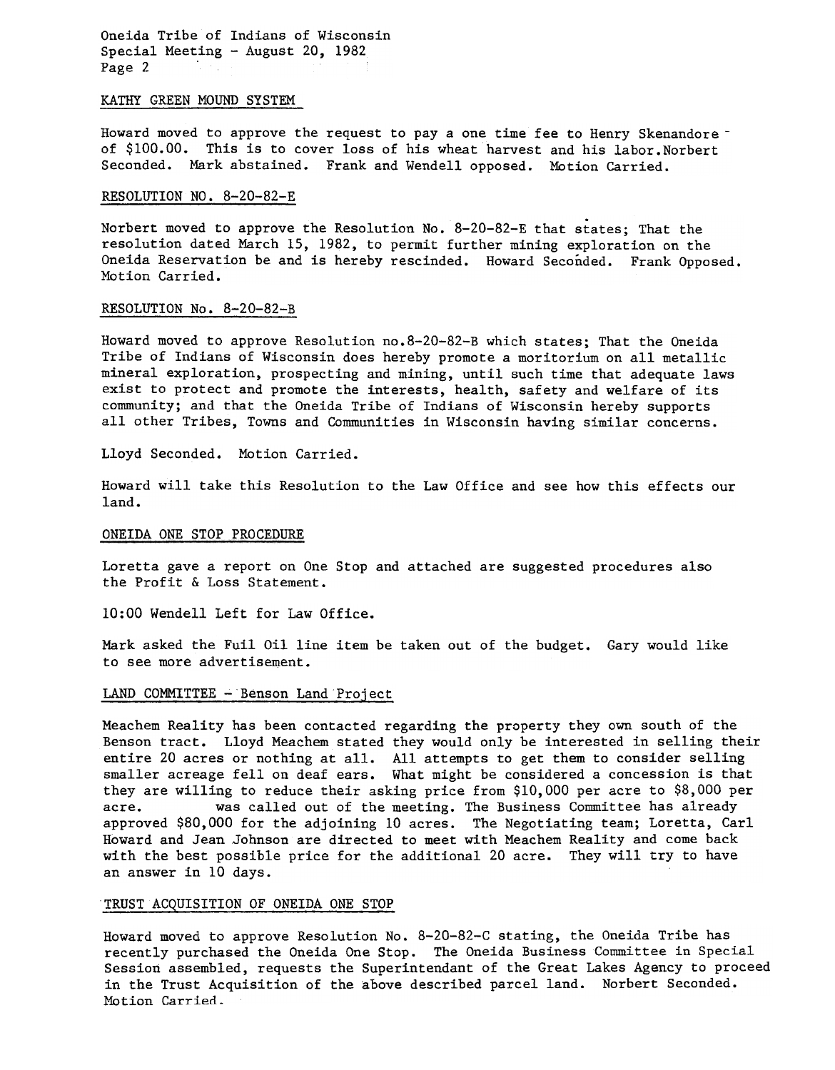### KATHY GREEN MOUND SYSTEM

Howard moved to approve the request to pay a one time fee to Henry Skenandore of $100.00. This is to cover loss of his wheat harvest and his labor.Norbert Seconded. Mark abstained. Frank and Wendell opposed. Motion Carried.

### RESOLUTION NO. 8-20-82-E

Norbert moved to approve the Resolution No. 8-20-82-E that states; That the resolution dated March 15, 1982, to permit further mining exploration on the Oneida Reservation be and is hereby rescinded. Howard Seconded. Frank Opposed. Motion Carried.

### RESOLUTION No. 8-20-82-B

Howard moved to approve Resolution no.8-20-82-B which states; That the Oneida Tribe of Indians of Wisconsin does hereby promote a moritorium on all metallic mineral exploration, prospecting and mining, until such time that adequate laws exist to protect and promote the interests, health, safety and welfare of its community; and that the Oneida Tribe of Indians of Wisconsin hereby supports all other Tribes, Towns and Communities in Wisconsin having similar concerns.

Lloyd Seconded. Motion Carried.

Howard will take this Resolution to the Law Office and see how this effects our land.

### ONEIDA ONE STOP PROCEDURE

Loretta gave a report on One Stop and attached are suggested procedures also the Profit & Loss Statement.

10:00 Wendell Left for Law Office.

Mark asked the Fuil Oil line item be taken out of the budget. Gary would like to see more advertisement.

### LAND COMMITTEE - Benson Land Project

Meachem Reality has been contacted regarding the property they own south of the Benson tract. Lloyd Meachem stated they would only be interested in selling their entire 20 acres or nothing at all. All attempts to get them to consider selling smaller acreage fell on deaf ears. What might be considered a concession is that they are willing to reduce their asking price from $10,000 per acre to $8,000 per acre. was called out of the meeting. The Business Committee has already approved $80,000 for the adjoining 10 acres. The Negotiating team; Loretta, Carl Howard and Jean Johnson are directed to meet with Meachem Reality and come back with the best possible price for the additional 20 acre. They will try to have an answer in 10 days.

### TRUST ACQUISITION OF ONEIDA ONE STOP

Howard moved to approve Resolution No. 8-20-82-C stating, the Oneida Tribe has recently purchased the Oneida One Stop. The Oneida Business Committee in Special Session assembled, requests the Superintendant of the Great Lakes Agency to proceed in the Trust Acquisition of the above described parcel land. Norbert Seconded. Motion Carried.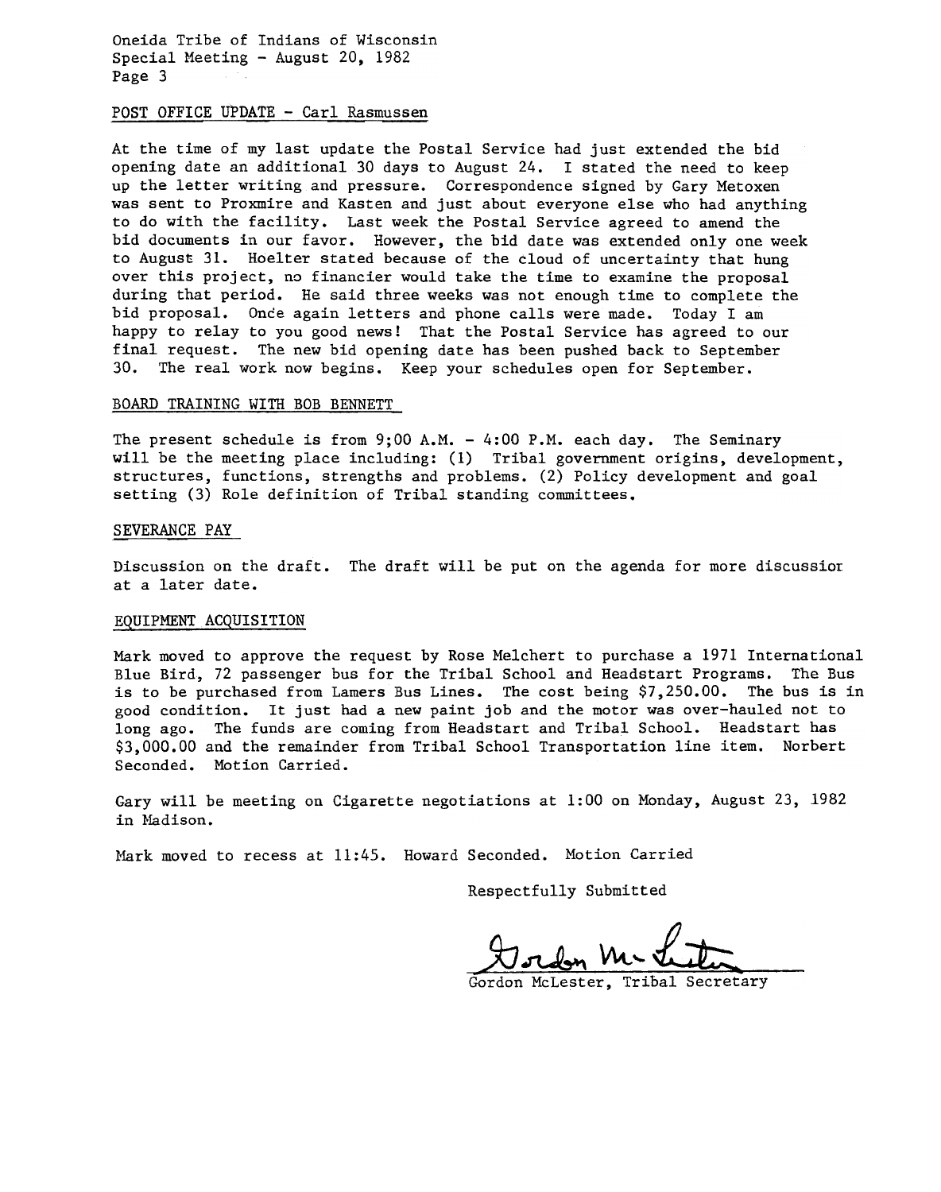Oneida Tribe of Indians of Wisconsin
Special Meeting - August 20, 1982
Page 3

POST OFFICE UPDATE - Carl Rasmussen

At the time of my last update the Postal Service had just extended the bid opening date an additional 30 days to August 24. I stated the need to keep up the letter writing and pressure. Correspondence signed by Gary Metoxen was sent to Proxmire and Kasten and just about everyone else who had anything to do with the facility. Last week the Postal Service agreed to amend the bid documents in our favor. However, the bid date was extended only one week to August 31. Hoelter stated because of the cloud of uncertainty that hung over this project, no financier would take the time to examine the proposal during that period. He said three weeks was not enough time to complete the bid proposal. Once again letters and phone calls were made. Today I am happy to relay to you good news! That the Postal Service has agreed to our final request. The new bid opening date has been pushed back to September 30. The real work now begins. Keep your schedules open for September.

BOARD TRAINING WITH BOB BENNETT

The present schedule is from 9;00 A.M. - 4:00 P.M. each day. The Seminary will be the meeting place including: (1) Tribal government origins, development, structures, functions, strengths and problems. (2) Policy development and goal setting (3) Role definition of Tribal standing committees.

SEVERANCE PAY

Discussion on the draft. The draft will be put on the agenda for more discussior at a later date.

EQUIPMENT ACQUISITION

Mark moved to approve the request by Rose Melchert to purchase a 1971 International Blue Bird, 72 passenger bus for the Tribal School and Headstart Programs. The Bus is to be purchased from Lamers Bus Lines. The cost being $7,250.00. The bus is in good condition. It just had a new paint job and the motor was over-hauled not to long ago. The funds are coming from Headstart and Tribal School. Headstart has $3,000.00 and the remainder from Tribal School Transportation line item. Norbert Seconded. Motion Carried.

Gary will be meeting on Cigarette negotiations at 1:00 on Monday, August 23, 1982 in Madison.

Mark moved to recess at 11:45. Howard Seconded. Motion Carried

Respectfully Submitted

Gordon McLester, Tribal Secretary